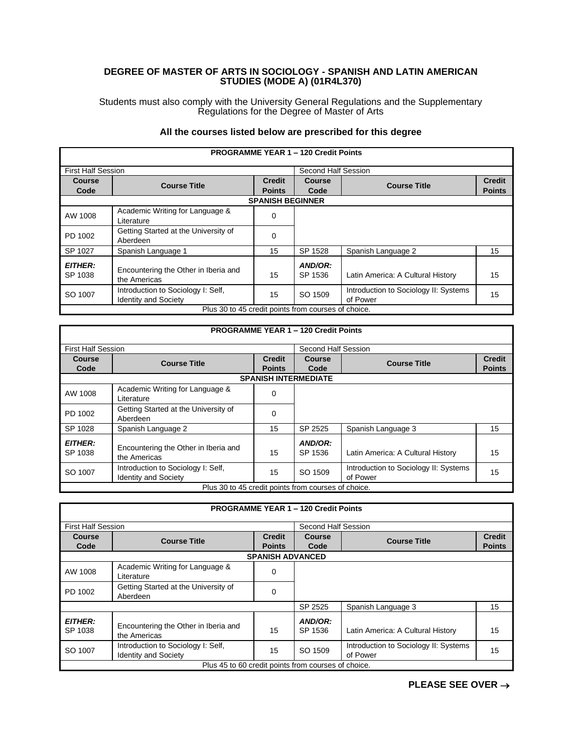# DEGREE OF MASTER OF ARTS IN SOCIOLOGY - SPANISH AND LATIN AMERICAN STUDIES (MODE A) (01R4L370)

Students must also comply with the University General Regulations and the Supplementary Regulations for the Degree of Master of Arts

### All the courses listed below are prescribed for this degree

| **PROGRAMME YEAR 1 – 120 Credit Points** | | | | | |
|---|---|---|---|---|---|
| First Half Session | | | Second Half Session | | |
| **Course Code** | **Course Title** | **Credit Points** | **Course Code** | **Course Title** | **Credit Points** |
| **SPANISH BEGINNER** | | | | | |
| AW 1008 | Academic Writing for Language & Literature | 0 | | | |
| PD 1002 | Getting Started at the University of Aberdeen | 0 | | | |
| SP 1027 | Spanish Language 1 | 15 | SP 1528 | Spanish Language 2 | 15 |
| ***EITHER:*** SP 1038 | Encountering the Other in Iberia and the Americas | 15 | ***AND/OR:*** SP 1536 | Latin America: A Cultural History | 15 |
| SO 1007 | Introduction to Sociology I: Self, Identity and Society | 15 | SO 1509 | Introduction to Sociology II: Systems of Power | 15 |
| Plus 30 to 45 credit points from courses of choice. | | | | | |

| **PROGRAMME YEAR 1 – 120 Credit Points** | | | | | |
|---|---|---|---|---|---|
| First Half Session | | | Second Half Session | | |
| **Course Code** | **Course Title** | **Credit Points** | **Course Code** | **Course Title** | **Credit Points** |
| **SPANISH INTERMEDIATE** | | | | | |
| AW 1008 | Academic Writing for Language & Literature | 0 | | | |
| PD 1002 | Getting Started at the University of Aberdeen | 0 | | | |
| SP 1028 | Spanish Language 2 | 15 | SP 2525 | Spanish Language 3 | 15 |
| ***EITHER:*** SP 1038 | Encountering the Other in Iberia and the Americas | 15 | ***AND/OR:*** SP 1536 | Latin America: A Cultural History | 15 |
| SO 1007 | Introduction to Sociology I: Self, Identity and Society | 15 | SO 1509 | Introduction to Sociology II: Systems of Power | 15 |
| Plus 30 to 45 credit points from courses of choice. | | | | | |

| **PROGRAMME YEAR 1 – 120 Credit Points** | | | | | |
|---|---|---|---|---|---|
| First Half Session | | | Second Half Session | | |
| **Course Code** | **Course Title** | **Credit Points** | **Course Code** | **Course Title** | **Credit Points** |
| **SPANISH ADVANCED** | | | | | |
| AW 1008 | Academic Writing for Language & Literature | 0 | | | |
| PD 1002 | Getting Started at the University of Aberdeen | 0 | | | |
| | | | SP 2525 | Spanish Language 3 | 15 |
| ***EITHER:*** SP 1038 | Encountering the Other in Iberia and the Americas | 15 | ***AND/OR:*** SP 1536 | Latin America: A Cultural History | 15 |
| SO 1007 | Introduction to Sociology I: Self, Identity and Society | 15 | SO 1509 | Introduction to Sociology II: Systems of Power | 15 |
| Plus 45 to 60 credit points from courses of choice. | | | | | |

**PLEASE SEE OVER →**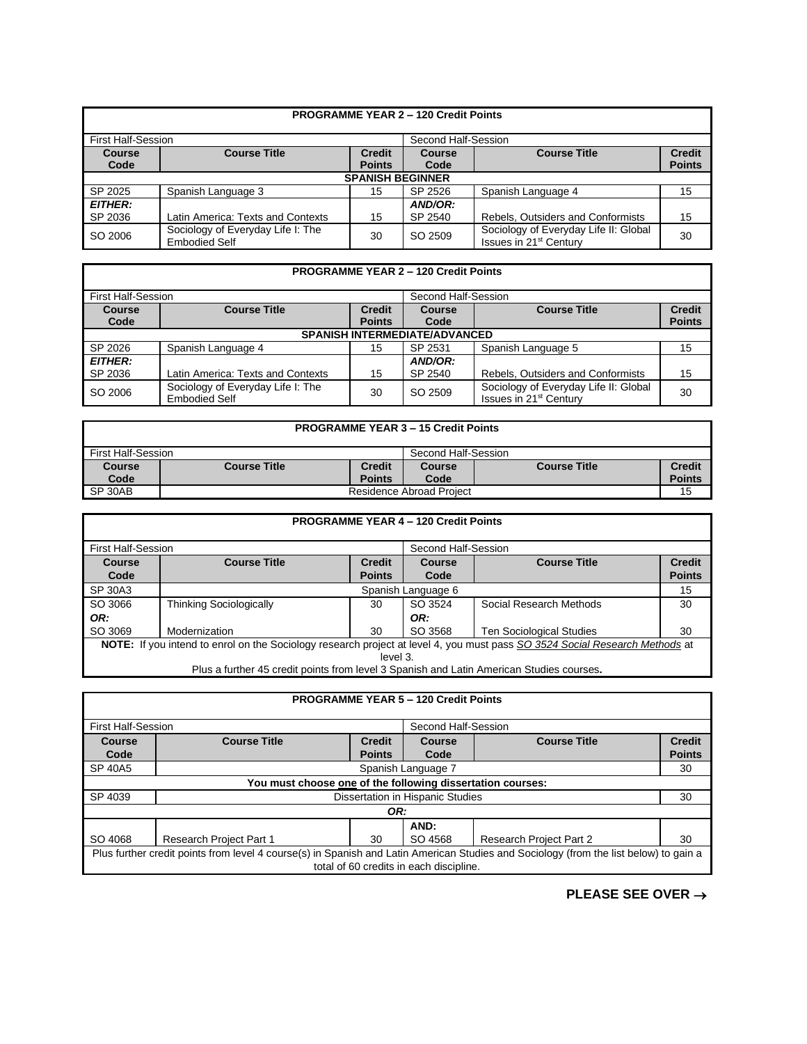| **PROGRAMME YEAR 2 – 120 Credit Points** | | | | | |
|---|---|---|---|---|---|
| First Half-Session | | | Second Half-Session | | |
| **Course Code** | **Course Title** | **Credit Points** | **Course Code** | **Course Title** | **Credit Points** |
| **SPANISH BEGINNER** | | | | | |
| SP 2025 | Spanish Language 3 | 15 | SP 2526 | Spanish Language 4 | 15 |
| ***EITHER:*** SP 2036 | Latin America: Texts and Contexts | 15 | ***AND/OR:*** SP 2540 | Rebels, Outsiders and Conformists | 15 |
| SO 2006 | Sociology of Everyday Life I: The Embodied Self | 30 | SO 2509 | Sociology of Everyday Life II: Global Issues in 21st Century | 30 |

| **PROGRAMME YEAR 2 – 120 Credit Points** | | | | | |
|---|---|---|---|---|---|
| First Half-Session | | | Second Half-Session | | |
| **Course Code** | **Course Title** | **Credit Points** | **Course Code** | **Course Title** | **Credit Points** |
| **SPANISH INTERMEDIATE/ADVANCED** | | | | | |
| SP 2026 | Spanish Language 4 | 15 | SP 2531 | Spanish Language 5 | 15 |
| ***EITHER:*** SP 2036 | Latin America: Texts and Contexts | 15 | ***AND/OR:*** SP 2540 | Rebels, Outsiders and Conformists | 15 |
| SO 2006 | Sociology of Everyday Life I: The Embodied Self | 30 | SO 2509 | Sociology of Everyday Life II: Global Issues in 21st Century | 30 |

| **PROGRAMME YEAR 3 – 15 Credit Points** | | | | | |
|---|---|---|---|---|---|
| First Half-Session | | | Second Half-Session | | |
| **Course Code** | **Course Title** | **Credit Points** | **Course Code** | **Course Title** | **Credit Points** |
| SP 30AB | Residence Abroad Project | | | | 15 |

| **PROGRAMME YEAR 4 – 120 Credit Points** | | | | | |
|---|---|---|---|---|---|
| First Half-Session | | | Second Half-Session | | |
| **Course Code** | **Course Title** | **Credit Points** | **Course Code** | **Course Title** | **Credit Points** |
| SP 30A3 | Spanish Language 6 | | | | 15 |
| SO 3066 | Thinking Sociologically | 30 | SO 3524 | Social Research Methods | 30 |
| ***OR:*** | | | ***OR:*** | | |
| SO 3069 | Modernization | 30 | SO 3568 | Ten Sociological Studies | 30 |
| **NOTE:** If you intend to enrol on the Sociology research project at level 4, you must pass *SO 3524 Social Research Methods* at level 3. | | | | | |
| Plus a further 45 credit points from level 3 Spanish and Latin American Studies courses**.** | | | | | |

| **PROGRAMME YEAR 5 – 120 Credit Points** | | | | | |
|---|---|---|---|---|---|
| First Half-Session | | | Second Half-Session | | |
| **Course Code** | **Course Title** | **Credit Points** | **Course Code** | **Course Title** | **Credit Points** |
| SP 40A5 | Spanish Language 7 | | | | 30 |
| **You must choose one of the following dissertation courses:** | | | | | |
| SP 4039 | Dissertation in Hispanic Studies | | | | 30 |
| ***OR:*** | | | | | |
| SO 4068 | Research Project Part 1 | 30 | **AND:** SO 4568 | Research Project Part 2 | 30 |
| Plus further credit points from level 4 course(s) in Spanish and Latin American Studies and Sociology (from the list below) to gain a total of 60 credits in each discipline. | | | | | |

**PLEASE SEE OVER →**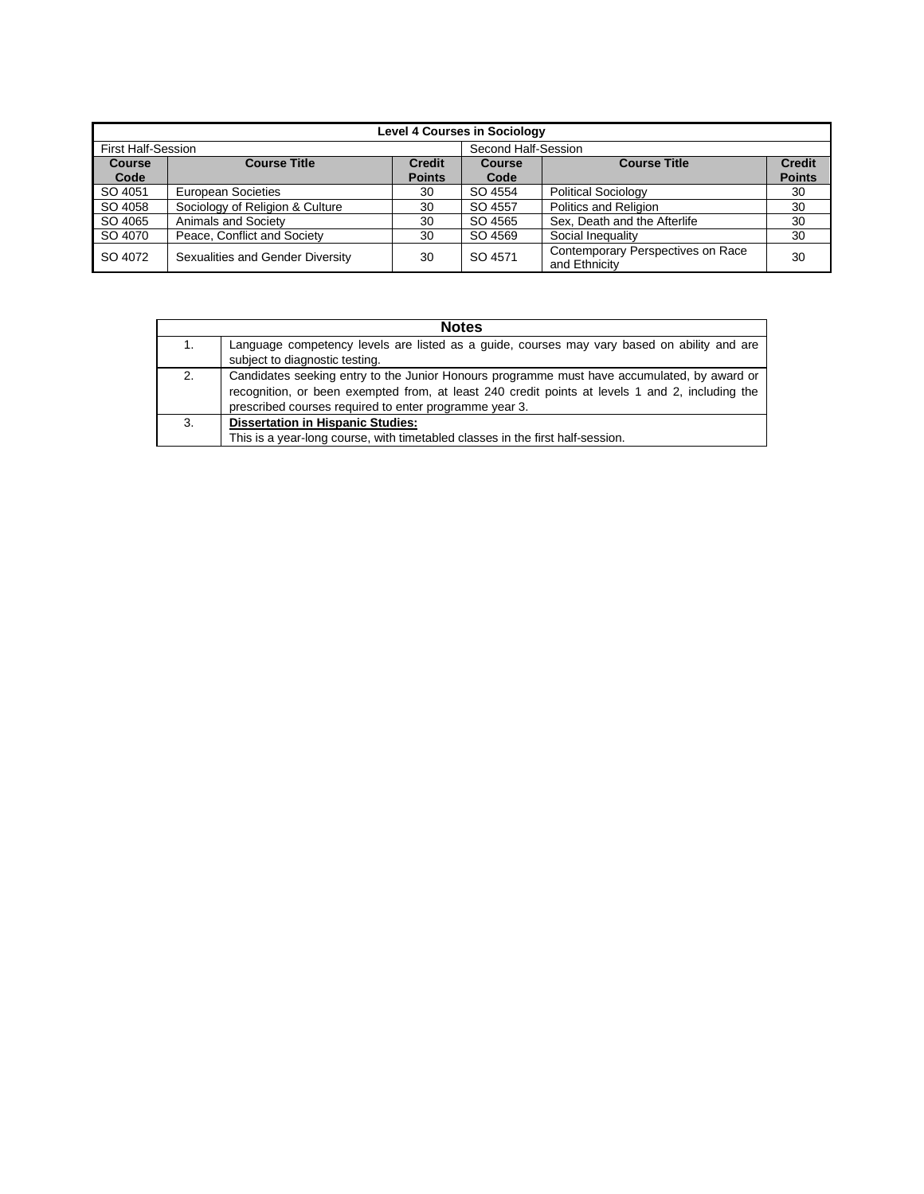| Level 4 Courses in Sociology | | | | | |
|---|---|---|---|---|---|
| First Half-Session | | | Second Half-Session | | |
| **Course Code** | **Course Title** | **Credit Points** | **Course Code** | **Course Title** | **Credit Points** |
| SO 4051 | European Societies | 30 | SO 4554 | Political Sociology | 30 |
| SO 4058 | Sociology of Religion & Culture | 30 | SO 4557 | Politics and Religion | 30 |
| SO 4065 | Animals and Society | 30 | SO 4565 | Sex, Death and the Afterlife | 30 |
| SO 4070 | Peace, Conflict and Society | 30 | SO 4569 | Social Inequality | 30 |
| SO 4072 | Sexualities and Gender Diversity | 30 | SO 4571 | Contemporary Perspectives on Race and Ethnicity | 30 |

| Notes | |
|---|---|
| 1. | Language competency levels are listed as a guide, courses may vary based on ability and are subject to diagnostic testing. |
| 2. | Candidates seeking entry to the Junior Honours programme must have accumulated, by award or recognition, or been exempted from, at least 240 credit points at levels 1 and 2, including the prescribed courses required to enter programme year 3. |
| 3. | **Dissertation in Hispanic Studies:** This is a year-long course, with timetabled classes in the first half-session. |